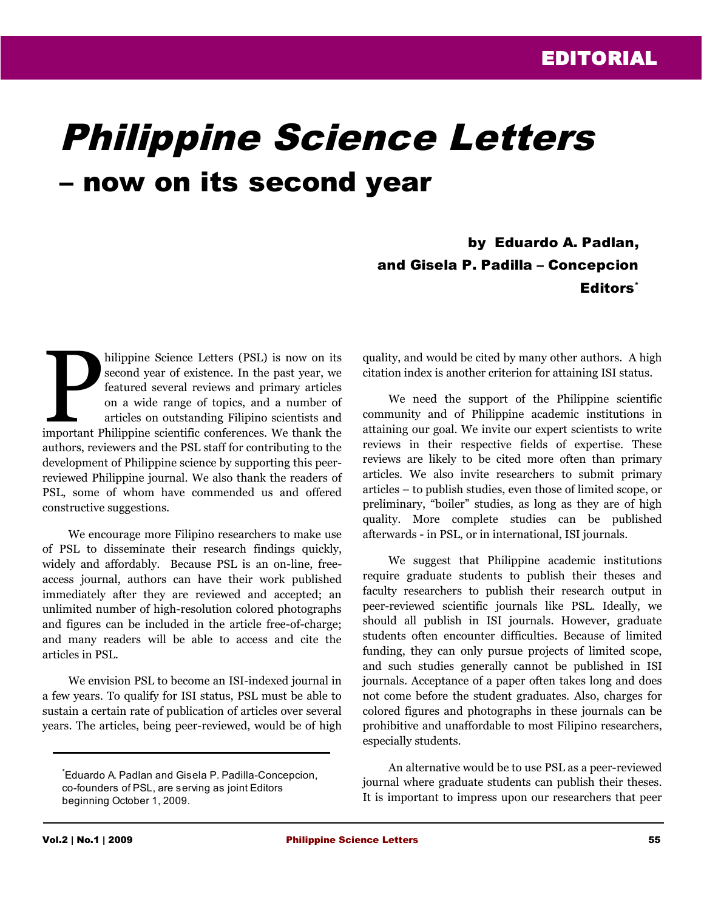EDITORIAL

# *Philippine Science Letters*

## – now on its second year

**by Eduardo A. Padlan,**
**and Gisela P. Padilla – Concepcion**
**Editors***

Philippine Science Letters (PSL) is now on its second year of existence. In the past year, we featured several reviews and primary articles on a wide range of topics, and a number of articles on outstanding Filipino scientists and important Philippine scientific conferences. We thank the authors, reviewers and the PSL staff for contributing to the development of Philippine science by supporting this peer-reviewed Philippine journal. We also thank the readers of PSL, some of whom have commended us and offered constructive suggestions.

We encourage more Filipino researchers to make use of PSL to disseminate their research findings quickly, widely and affordably. Because PSL is an on-line, free-access journal, authors can have their work published immediately after they are reviewed and accepted; an unlimited number of high-resolution colored photographs and figures can be included in the article free-of-charge; and many readers will be able to access and cite the articles in PSL.

We envision PSL to become an ISI-indexed journal in a few years. To qualify for ISI status, PSL must be able to sustain a certain rate of publication of articles over several years. The articles, being peer-reviewed, would be of high quality, and would be cited by many other authors. A high citation index is another criterion for attaining ISI status.

We need the support of the Philippine scientific community and of Philippine academic institutions in attaining our goal. We invite our expert scientists to write reviews in their respective fields of expertise. These reviews are likely to be cited more often than primary articles. We also invite researchers to submit primary articles – to publish studies, even those of limited scope, or preliminary, "boiler" studies, as long as they are of high quality. More complete studies can be published afterwards - in PSL, or in international, ISI journals.

We suggest that Philippine academic institutions require graduate students to publish their theses and faculty researchers to publish their research output in peer-reviewed scientific journals like PSL. Ideally, we should all publish in ISI journals. However, graduate students often encounter difficulties. Because of limited funding, they can only pursue projects of limited scope, and such studies generally cannot be published in ISI journals. Acceptance of a paper often takes long and does not come before the student graduates. Also, charges for colored figures and photographs in these journals can be prohibitive and unaffordable to most Filipino researchers, especially students.

An alternative would be to use PSL as a peer-reviewed journal where graduate students can publish their theses. It is important to impress upon our researchers that peer

---

*Eduardo A. Padlan and Gisela P. Padilla-Concepcion, co-founders of PSL, are serving as joint Editors beginning October 1, 2009.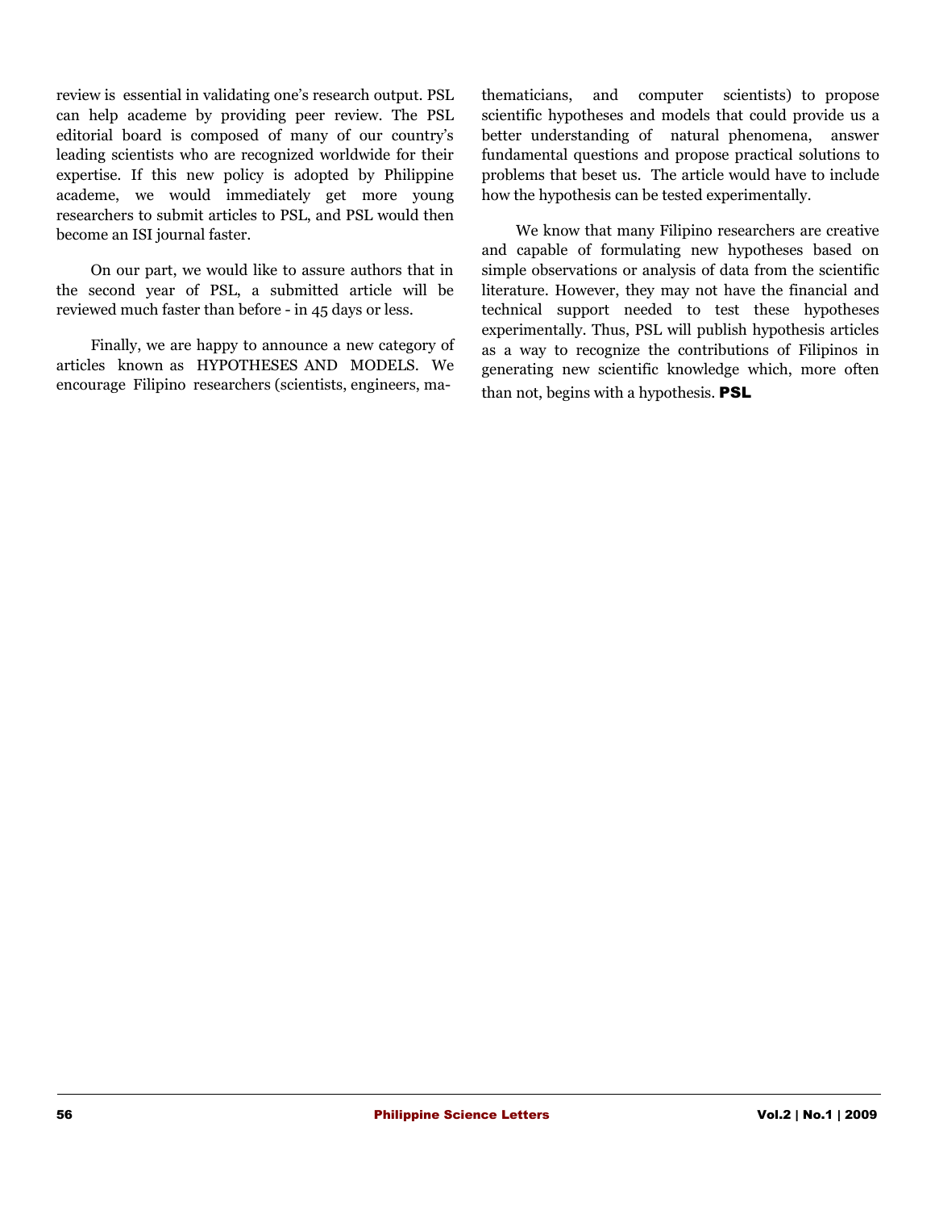review is essential in validating one's research output. PSL can help academe by providing peer review. The PSL editorial board is composed of many of our country's leading scientists who are recognized worldwide for their expertise. If this new policy is adopted by Philippine academe, we would immediately get more young researchers to submit articles to PSL, and PSL would then become an ISI journal faster.

On our part, we would like to assure authors that in the second year of PSL, a submitted article will be reviewed much faster than before - in 45 days or less.

Finally, we are happy to announce a new category of articles known as HYPOTHESES AND MODELS. We encourage Filipino researchers (scientists, engineers, mathematicians, and computer scientists) to propose scientific hypotheses and models that could provide us a better understanding of natural phenomena, answer fundamental questions and propose practical solutions to problems that beset us. The article would have to include how the hypothesis can be tested experimentally.

We know that many Filipino researchers are creative and capable of formulating new hypotheses based on simple observations or analysis of data from the scientific literature. However, they may not have the financial and technical support needed to test these hypotheses experimentally. Thus, PSL will publish hypothesis articles as a way to recognize the contributions of Filipinos in generating new scientific knowledge which, more often than not, begins with a hypothesis. **PSL**